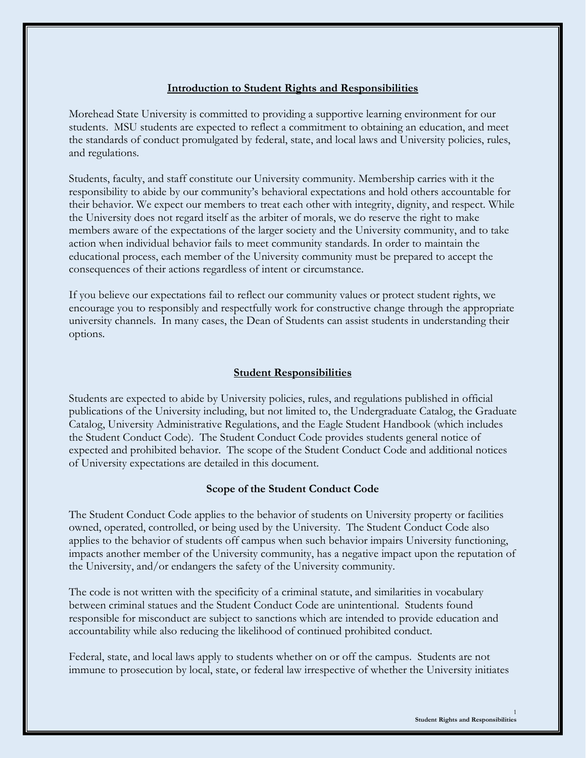## Introduction to Student Rights and Responsibilities

Morehead State University is committed to providing a supportive learning environment for our students. MSU students are expected to reflect a commitment to obtaining an education, and meet the standards of conduct promulgated by federal, state, and local laws and University policies, rules, and regulations.

Students, faculty, and staff constitute our University community. Membership carries with it the responsibility to abide by our community's behavioral expectations and hold others accountable for their behavior. We expect our members to treat each other with integrity, dignity, and respect. While the University does not regard itself as the arbiter of morals, we do reserve the right to make members aware of the expectations of the larger society and the University community, and to take action when individual behavior fails to meet community standards. In order to maintain the educational process, each member of the University community must be prepared to accept the consequences of their actions regardless of intent or circumstance.

If you believe our expectations fail to reflect our community values or protect student rights, we encourage you to responsibly and respectfully work for constructive change through the appropriate university channels. In many cases, the Dean of Students can assist students in understanding their options.

## Student Responsibilities

Students are expected to abide by University policies, rules, and regulations published in official publications of the University including, but not limited to, the Undergraduate Catalog, the Graduate Catalog, University Administrative Regulations, and the Eagle Student Handbook (which includes the Student Conduct Code). The Student Conduct Code provides students general notice of expected and prohibited behavior. The scope of the Student Conduct Code and additional notices of University expectations are detailed in this document.

### Scope of the Student Conduct Code

The Student Conduct Code applies to the behavior of students on University property or facilities owned, operated, controlled, or being used by the University. The Student Conduct Code also applies to the behavior of students off campus when such behavior impairs University functioning, impacts another member of the University community, has a negative impact upon the reputation of the University, and/or endangers the safety of the University community.

The code is not written with the specificity of a criminal statute, and similarities in vocabulary between criminal statues and the Student Conduct Code are unintentional. Students found responsible for misconduct are subject to sanctions which are intended to provide education and accountability while also reducing the likelihood of continued prohibited conduct.

Federal, state, and local laws apply to students whether on or off the campus. Students are not immune to prosecution by local, state, or federal law irrespective of whether the University initiates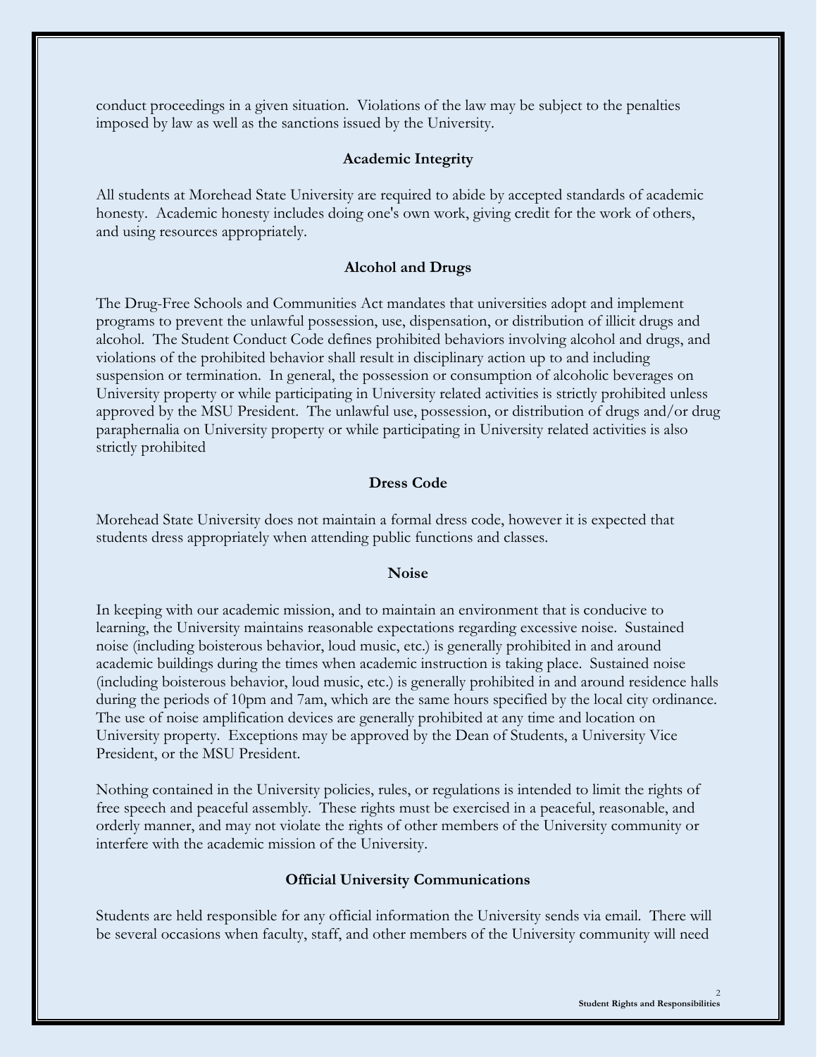conduct proceedings in a given situation. Violations of the law may be subject to the penalties imposed by law as well as the sanctions issued by the University.

## Academic Integrity

All students at Morehead State University are required to abide by accepted standards of academic honesty. Academic honesty includes doing one's own work, giving credit for the work of others, and using resources appropriately.

## Alcohol and Drugs

The Drug-Free Schools and Communities Act mandates that universities adopt and implement programs to prevent the unlawful possession, use, dispensation, or distribution of illicit drugs and alcohol. The Student Conduct Code defines prohibited behaviors involving alcohol and drugs, and violations of the prohibited behavior shall result in disciplinary action up to and including suspension or termination. In general, the possession or consumption of alcoholic beverages on University property or while participating in University related activities is strictly prohibited unless approved by the MSU President. The unlawful use, possession, or distribution of drugs and/or drug paraphernalia on University property or while participating in University related activities is also strictly prohibited

## Dress Code

Morehead State University does not maintain a formal dress code, however it is expected that students dress appropriately when attending public functions and classes.

## Noise

In keeping with our academic mission, and to maintain an environment that is conducive to learning, the University maintains reasonable expectations regarding excessive noise. Sustained noise (including boisterous behavior, loud music, etc.) is generally prohibited in and around academic buildings during the times when academic instruction is taking place. Sustained noise (including boisterous behavior, loud music, etc.) is generally prohibited in and around residence halls during the periods of 10pm and 7am, which are the same hours specified by the local city ordinance. The use of noise amplification devices are generally prohibited at any time and location on University property. Exceptions may be approved by the Dean of Students, a University Vice President, or the MSU President.

Nothing contained in the University policies, rules, or regulations is intended to limit the rights of free speech and peaceful assembly. These rights must be exercised in a peaceful, reasonable, and orderly manner, and may not violate the rights of other members of the University community or interfere with the academic mission of the University.

## Official University Communications

Students are held responsible for any official information the University sends via email. There will be several occasions when faculty, staff, and other members of the University community will need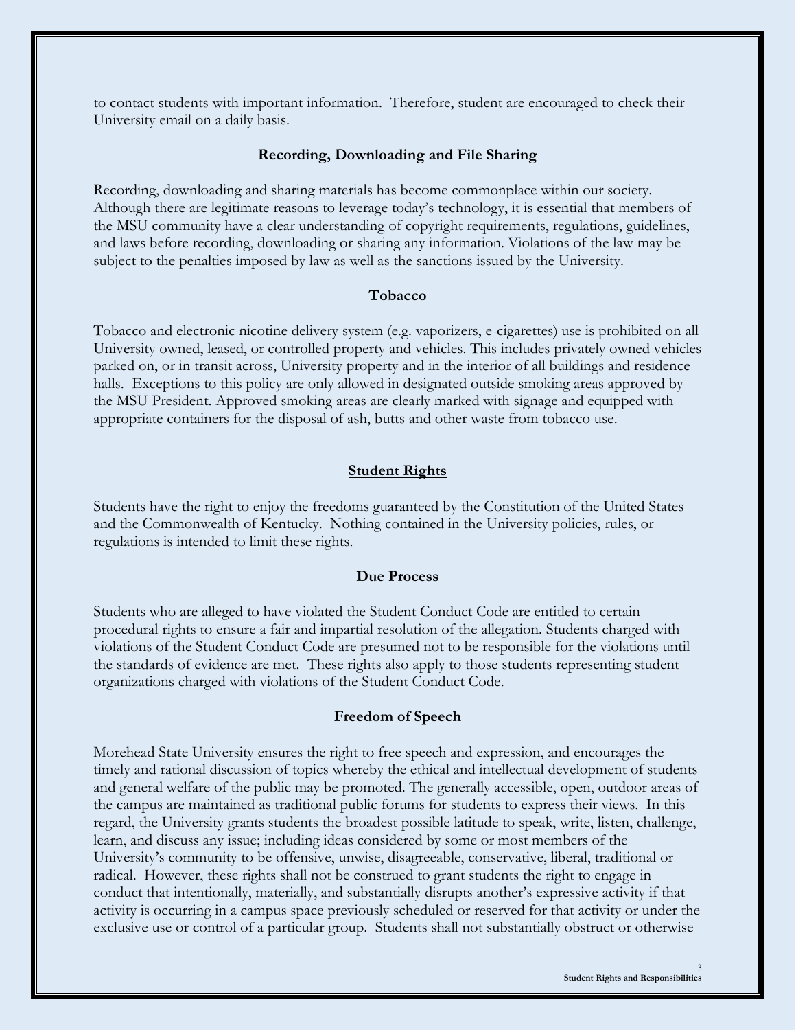to contact students with important information. Therefore, student are encouraged to check their University email on a daily basis.

### Recording, Downloading and File Sharing

Recording, downloading and sharing materials has become commonplace within our society. Although there are legitimate reasons to leverage today's technology, it is essential that members of the MSU community have a clear understanding of copyright requirements, regulations, guidelines, and laws before recording, downloading or sharing any information. Violations of the law may be subject to the penalties imposed by law as well as the sanctions issued by the University.

### Tobacco

Tobacco and electronic nicotine delivery system (e.g. vaporizers, e-cigarettes) use is prohibited on all University owned, leased, or controlled property and vehicles. This includes privately owned vehicles parked on, or in transit across, University property and in the interior of all buildings and residence halls. Exceptions to this policy are only allowed in designated outside smoking areas approved by the MSU President. Approved smoking areas are clearly marked with signage and equipped with appropriate containers for the disposal of ash, butts and other waste from tobacco use.

## Student Rights

Students have the right to enjoy the freedoms guaranteed by the Constitution of the United States and the Commonwealth of Kentucky. Nothing contained in the University policies, rules, or regulations is intended to limit these rights.

### Due Process

Students who are alleged to have violated the Student Conduct Code are entitled to certain procedural rights to ensure a fair and impartial resolution of the allegation. Students charged with violations of the Student Conduct Code are presumed not to be responsible for the violations until the standards of evidence are met. These rights also apply to those students representing student organizations charged with violations of the Student Conduct Code.

### Freedom of Speech

Morehead State University ensures the right to free speech and expression, and encourages the timely and rational discussion of topics whereby the ethical and intellectual development of students and general welfare of the public may be promoted. The generally accessible, open, outdoor areas of the campus are maintained as traditional public forums for students to express their views. In this regard, the University grants students the broadest possible latitude to speak, write, listen, challenge, learn, and discuss any issue; including ideas considered by some or most members of the University's community to be offensive, unwise, disagreeable, conservative, liberal, traditional or radical. However, these rights shall not be construed to grant students the right to engage in conduct that intentionally, materially, and substantially disrupts another's expressive activity if that activity is occurring in a campus space previously scheduled or reserved for that activity or under the exclusive use or control of a particular group. Students shall not substantially obstruct or otherwise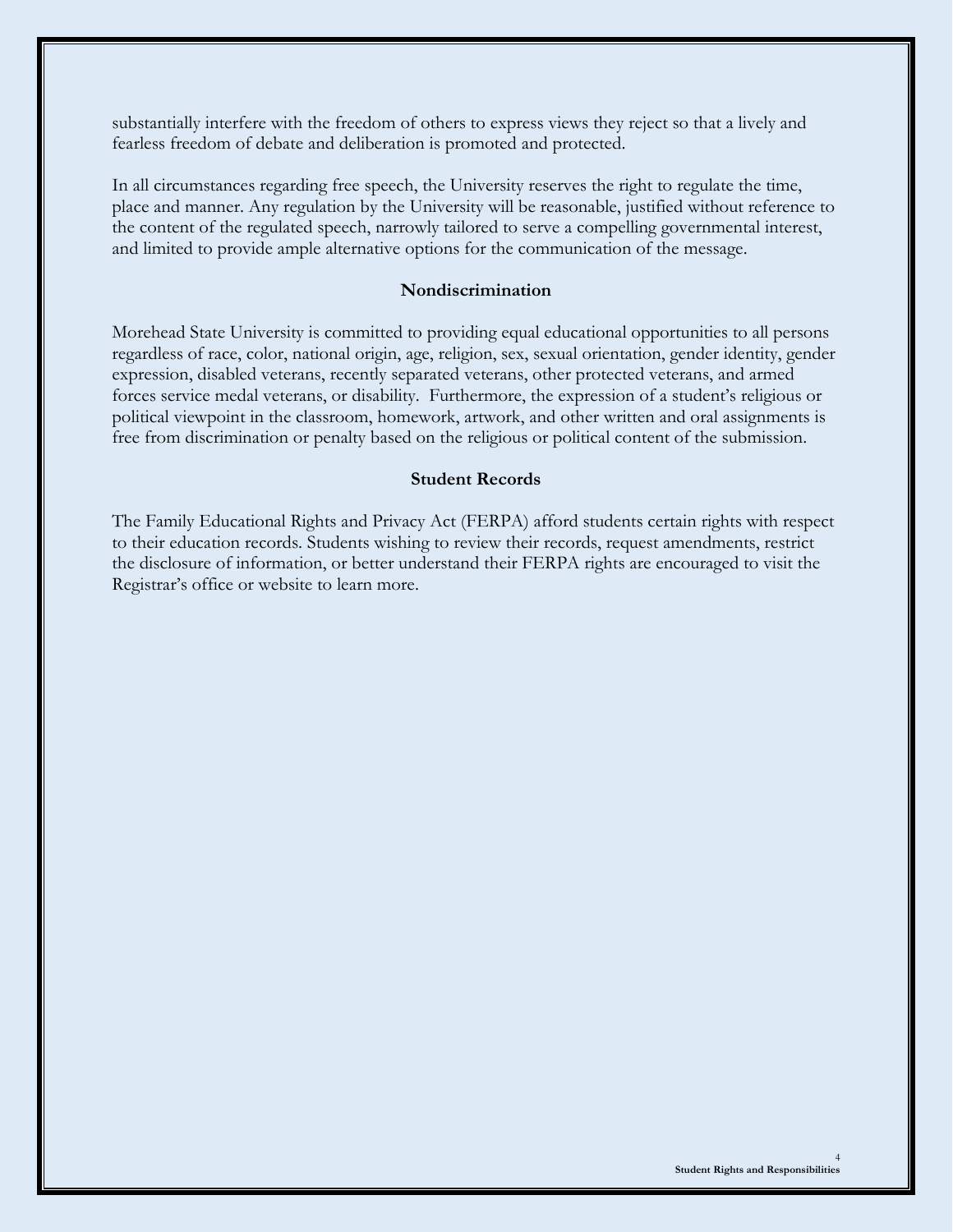substantially interfere with the freedom of others to express views they reject so that a lively and fearless freedom of debate and deliberation is promoted and protected.

In all circumstances regarding free speech, the University reserves the right to regulate the time, place and manner. Any regulation by the University will be reasonable, justified without reference to the content of the regulated speech, narrowly tailored to serve a compelling governmental interest, and limited to provide ample alternative options for the communication of the message.

## Nondiscrimination

Morehead State University is committed to providing equal educational opportunities to all persons regardless of race, color, national origin, age, religion, sex, sexual orientation, gender identity, gender expression, disabled veterans, recently separated veterans, other protected veterans, and armed forces service medal veterans, or disability. Furthermore, the expression of a student's religious or political viewpoint in the classroom, homework, artwork, and other written and oral assignments is free from discrimination or penalty based on the religious or political content of the submission.

## Student Records

The Family Educational Rights and Privacy Act (FERPA) afford students certain rights with respect to their education records. Students wishing to review their records, request amendments, restrict the disclosure of information, or better understand their FERPA rights are encouraged to visit the Registrar's office or website to learn more.